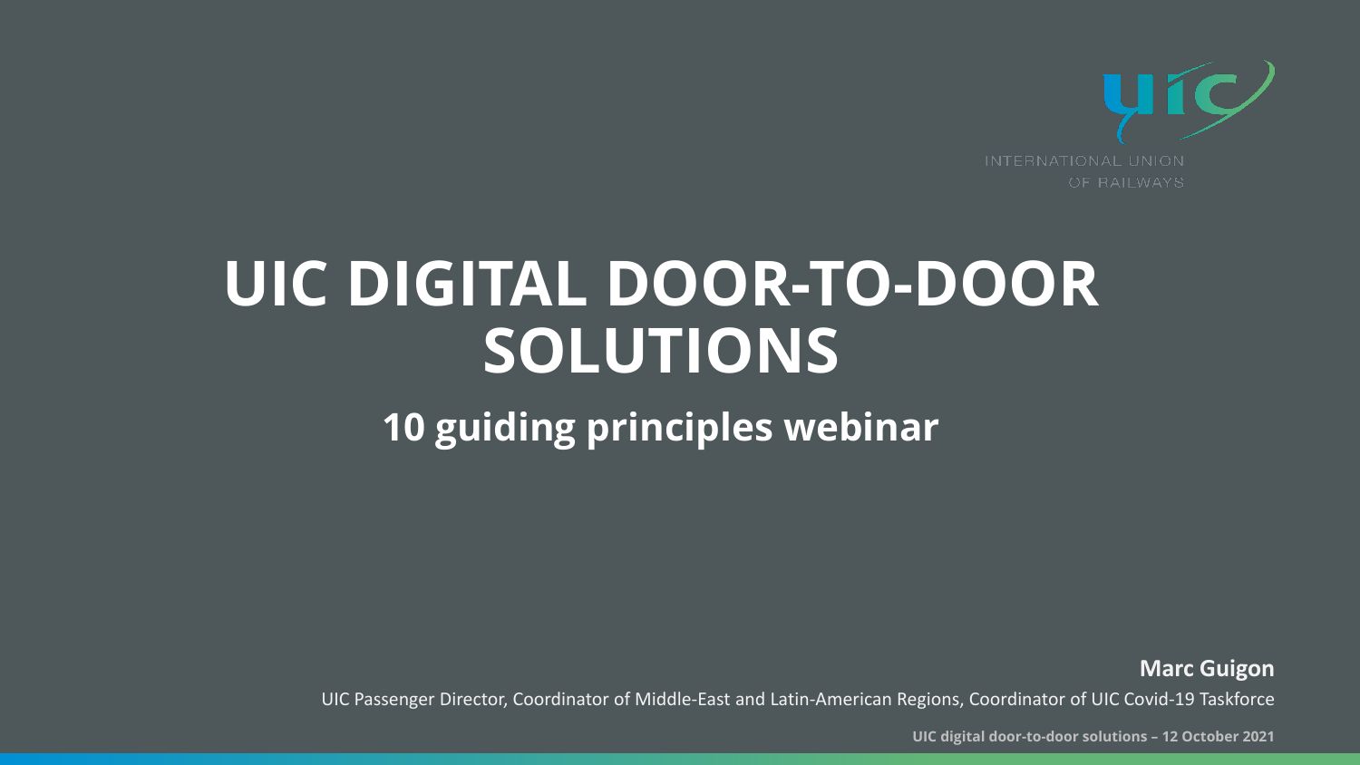INTERNATIONAL UNION OF RAILWAYS

# UIC DIGITAL DOOR-TO-DOOR SOLUTIONS

## 10 guiding principles webinar

**Marc Guigon**

UIC Passenger Director, Coordinator of Middle-East and Latin-American Regions, Coordinator of UIC Covid-19 Taskforce

**UIC digital door-to-door solutions – 12 October 2021**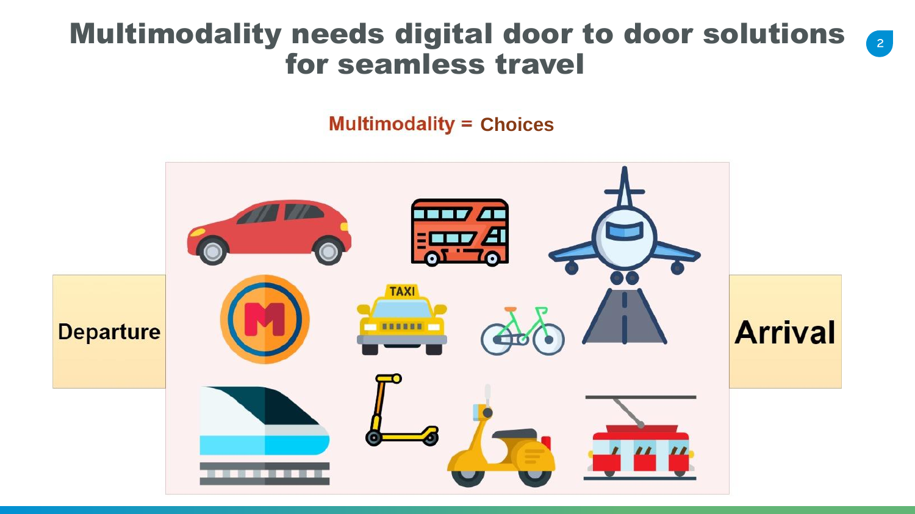# Multimodality needs digital door to door solutions for seamless travel

**Multimodality = Choices**

Departure

TAXI

Arrival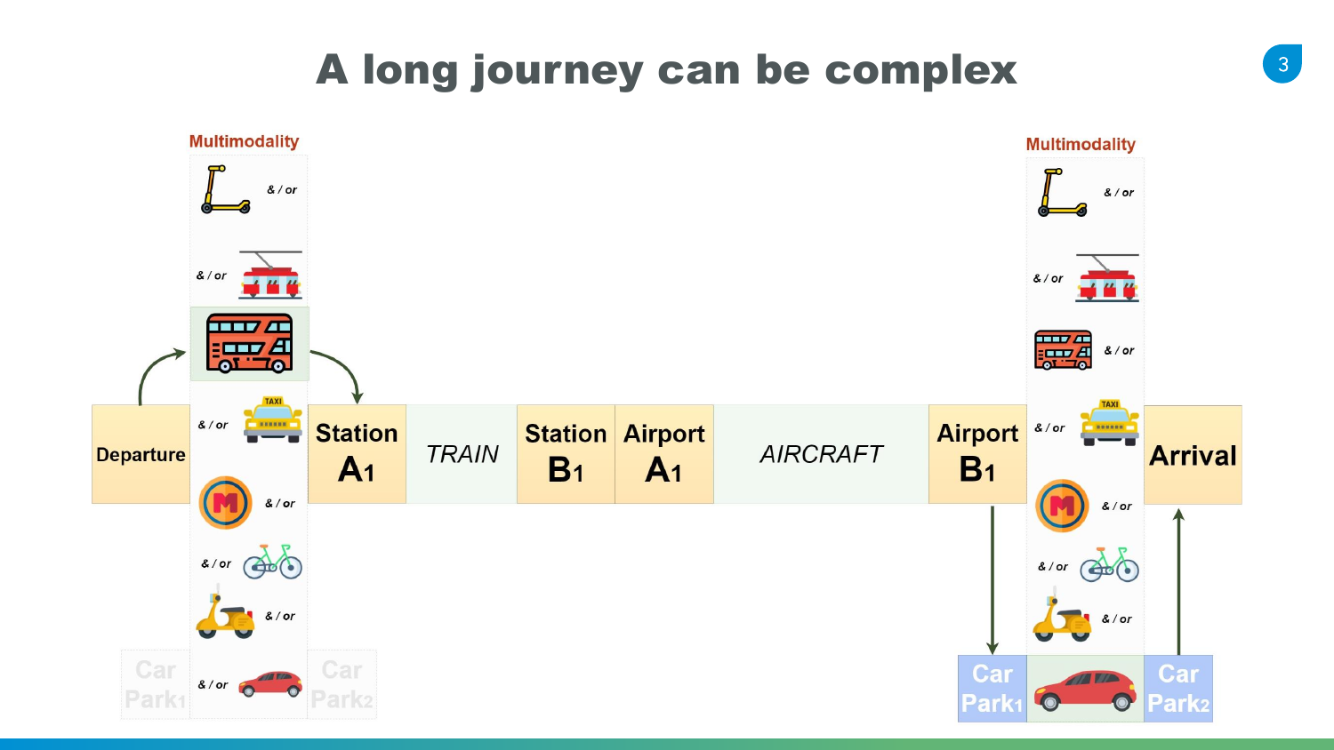# A long journey can be complex

Multimodality

& / or

& / or

& / or

& / or

& / or

& / or

Departure

Station $A_1$

*TRAIN*

Station $B_1$

Airport $A_1$

*AIRCRAFT*

Airport $B_1$

Arrival

Car Park1

Car Park2

Multimodality

& / or

& / or

& / or

& / or

& / or

& / or

& / or

Car Park1

Car Park2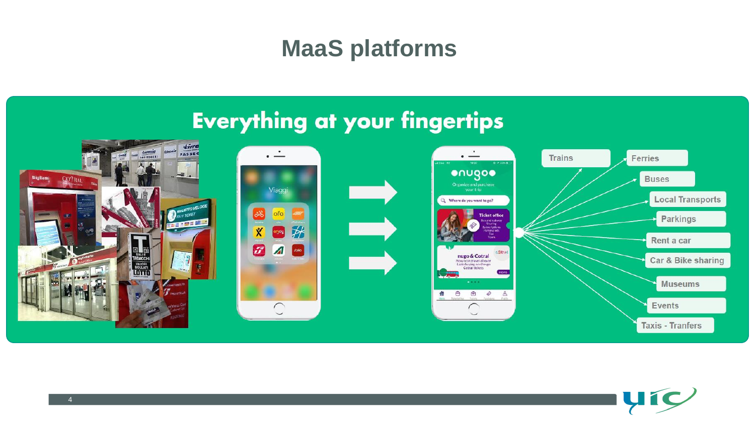# MaaS platforms

## Everything at your fingertips

- Trains
- Ferries
- Buses
- Local Transports
- Parkings
- Rent a car
- Car & Bike sharing
- Museums
- Events
- Taxis - Tranfers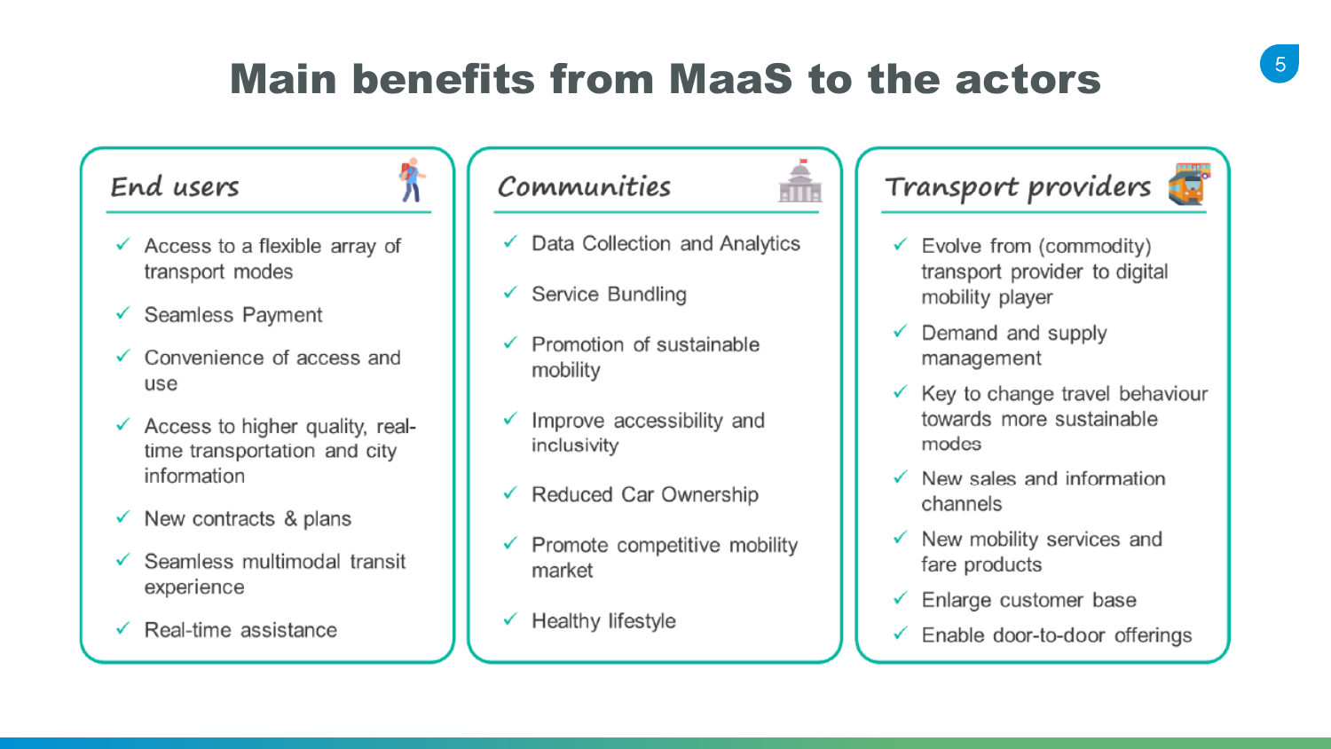# Main benefits from MaaS to the actors

## End users

- ✓ Access to a flexible array of transport modes
- ✓ Seamless Payment
- ✓ Convenience of access and use
- ✓ Access to higher quality, real-time transportation and city information
- ✓ New contracts & plans
- ✓ Seamless multimodal transit experience
- ✓ Real-time assistance

## Communities

- ✓ Data Collection and Analytics
- ✓ Service Bundling
- ✓ Promotion of sustainable mobility
- ✓ Improve accessibility and inclusivity
- ✓ Reduced Car Ownership
- ✓ Promote competitive mobility market
- ✓ Healthy lifestyle

## Transport providers

- ✓ Evolve from (commodity) transport provider to digital mobility player
- ✓ Demand and supply management
- ✓ Key to change travel behaviour towards more sustainable modes
- ✓ New sales and information channels
- ✓ New mobility services and fare products
- ✓ Enlarge customer base
- ✓ Enable door-to-door offerings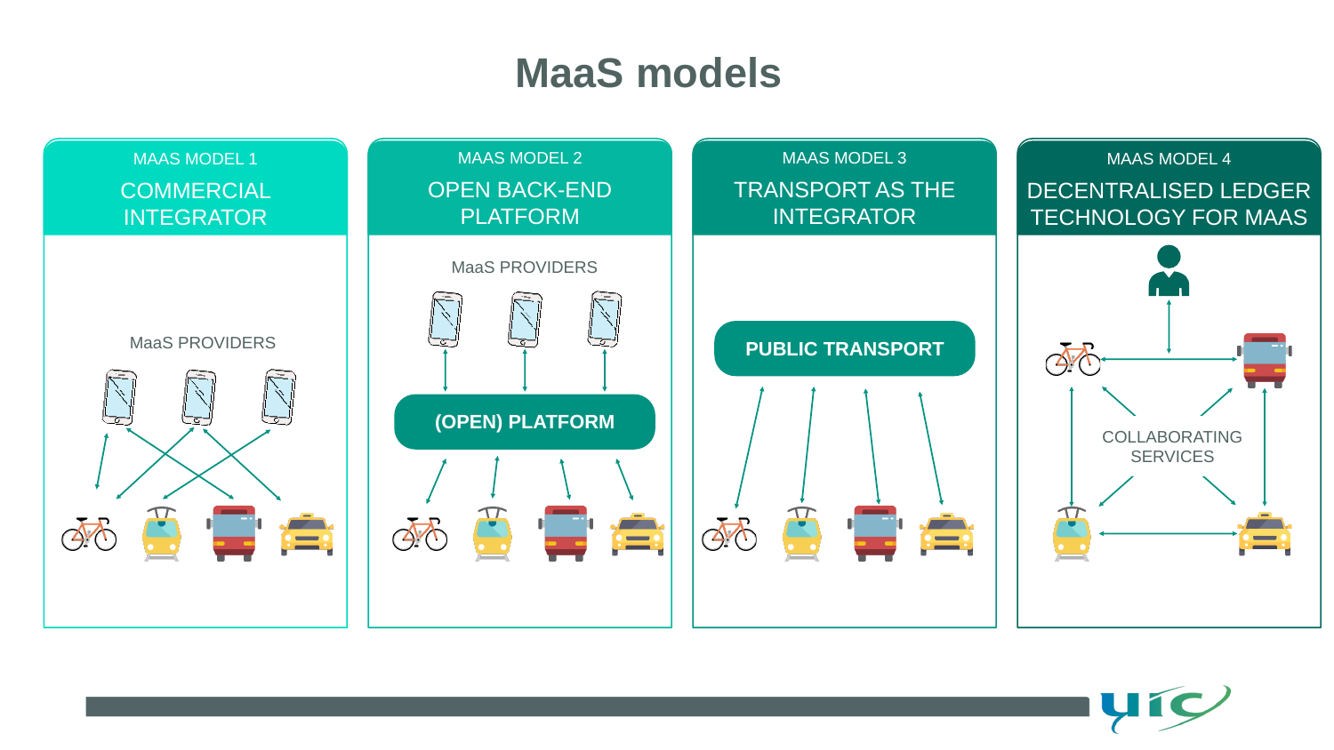# MaaS models

## MAAS MODEL 1

### COMMERCIAL INTEGRATOR

MaaS PROVIDERS

## MAAS MODEL 2

### OPEN BACK-END PLATFORM

MaaS PROVIDERS

**(OPEN) PLATFORM**

## MAAS MODEL 3

### TRANSPORT AS THE INTEGRATOR

**PUBLIC TRANSPORT**

## MAAS MODEL 4

### DECENTRALISED LEDGER TECHNOLOGY FOR MAAS

COLLABORATING SERVICES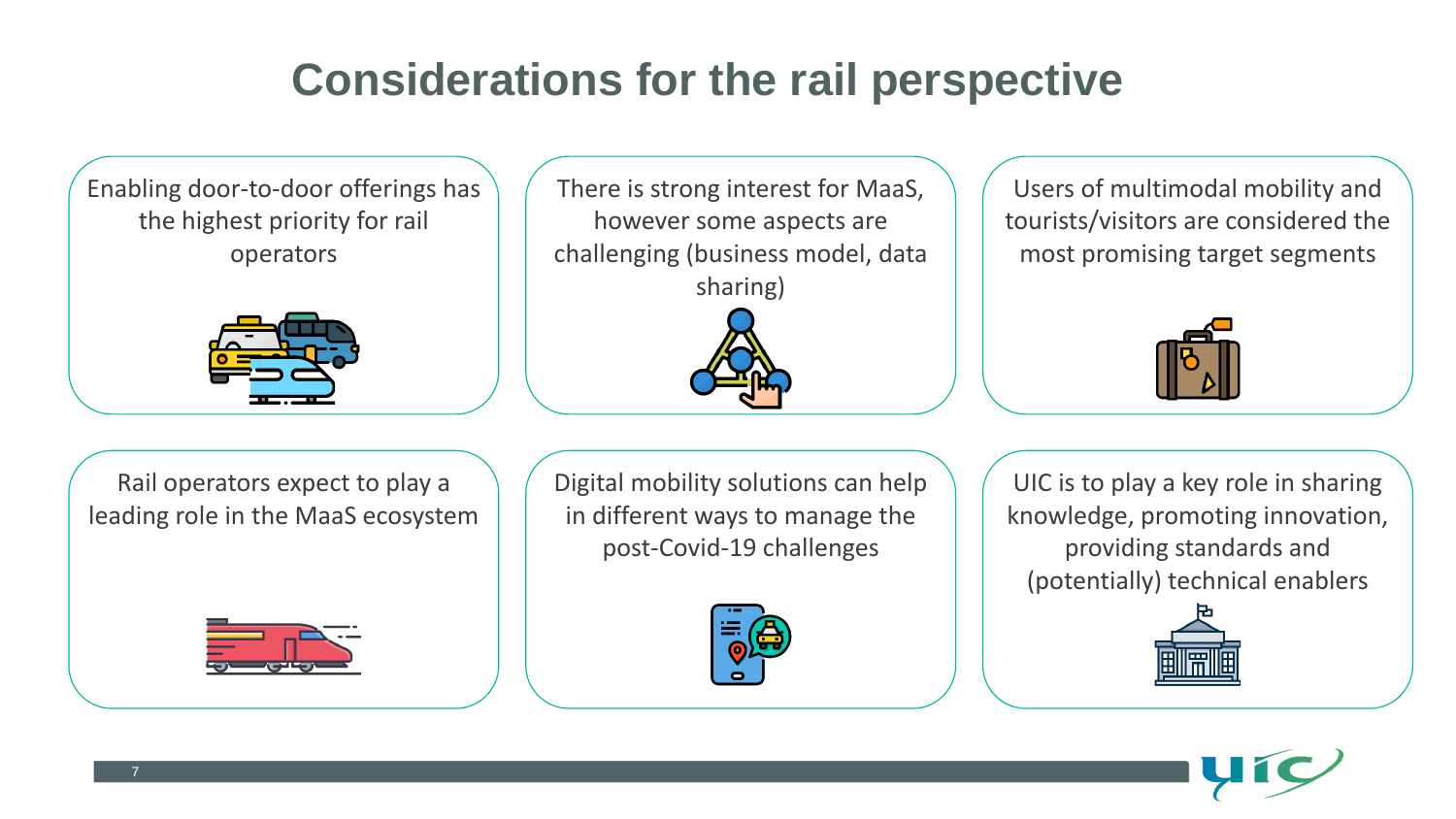# Considerations for the rail perspective

- Enabling door-to-door offerings has the highest priority for rail operators
- There is strong interest for MaaS, however some aspects are challenging (business model, data sharing)
- Users of multimodal mobility and tourists/visitors are considered the most promising target segments
- Rail operators expect to play a leading role in the MaaS ecosystem
- Digital mobility solutions can help in different ways to manage the post-Covid-19 challenges
- UIC is to play a key role in sharing knowledge, promoting innovation, providing standards and (potentially) technical enablers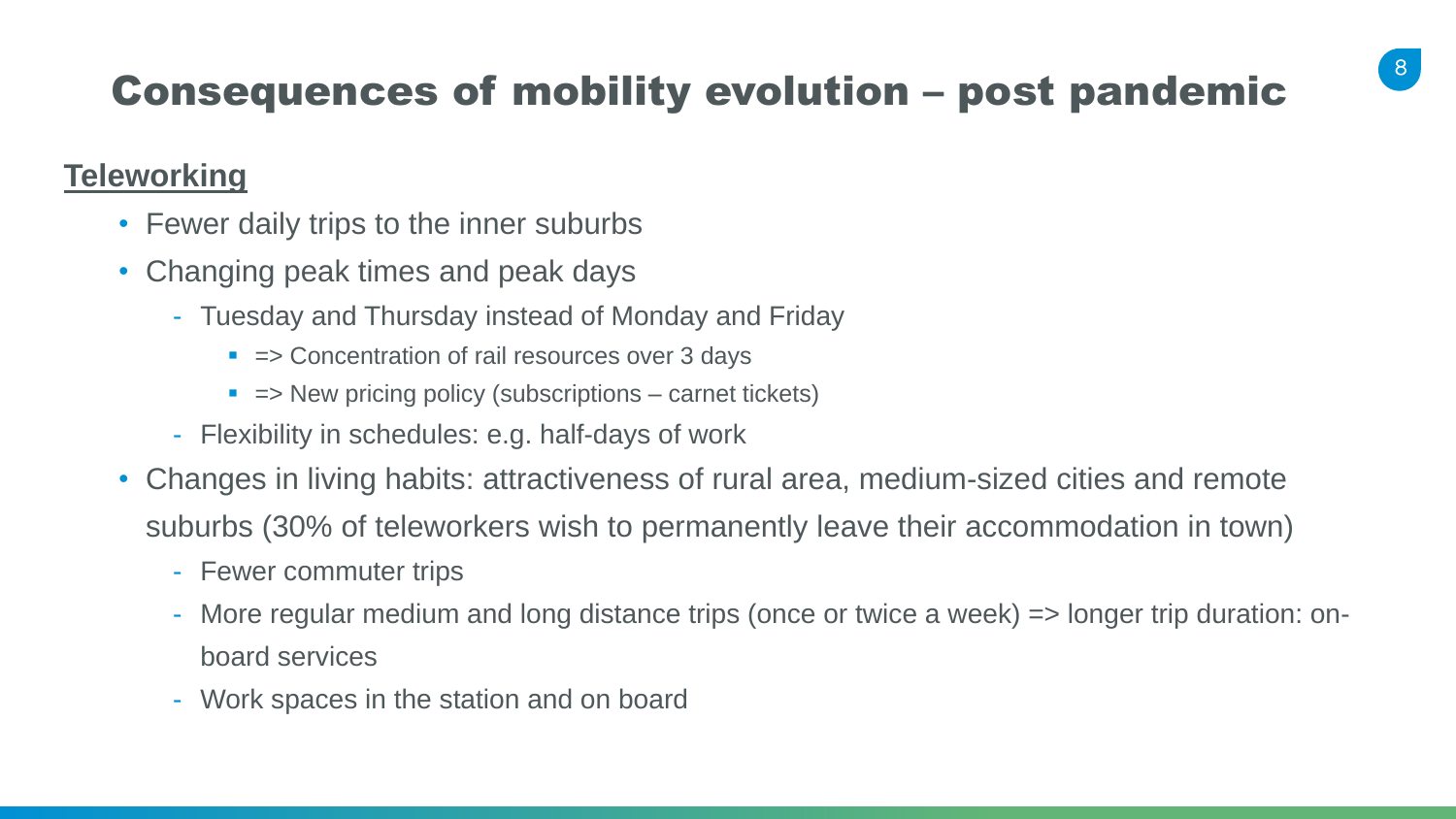# Consequences of mobility evolution – post pandemic

**Teleworking**

- Fewer daily trips to the inner suburbs
- Changing peak times and peak days
  - Tuesday and Thursday instead of Monday and Friday
    - => Concentration of rail resources over 3 days
    - => New pricing policy (subscriptions – carnet tickets)
  - Flexibility in schedules: e.g. half-days of work
- Changes in living habits: attractiveness of rural area, medium-sized cities and remote suburbs (30% of teleworkers wish to permanently leave their accommodation in town)
  - Fewer commuter trips
  - More regular medium and long distance trips (once or twice a week) => longer trip duration: on-board services
  - Work spaces in the station and on board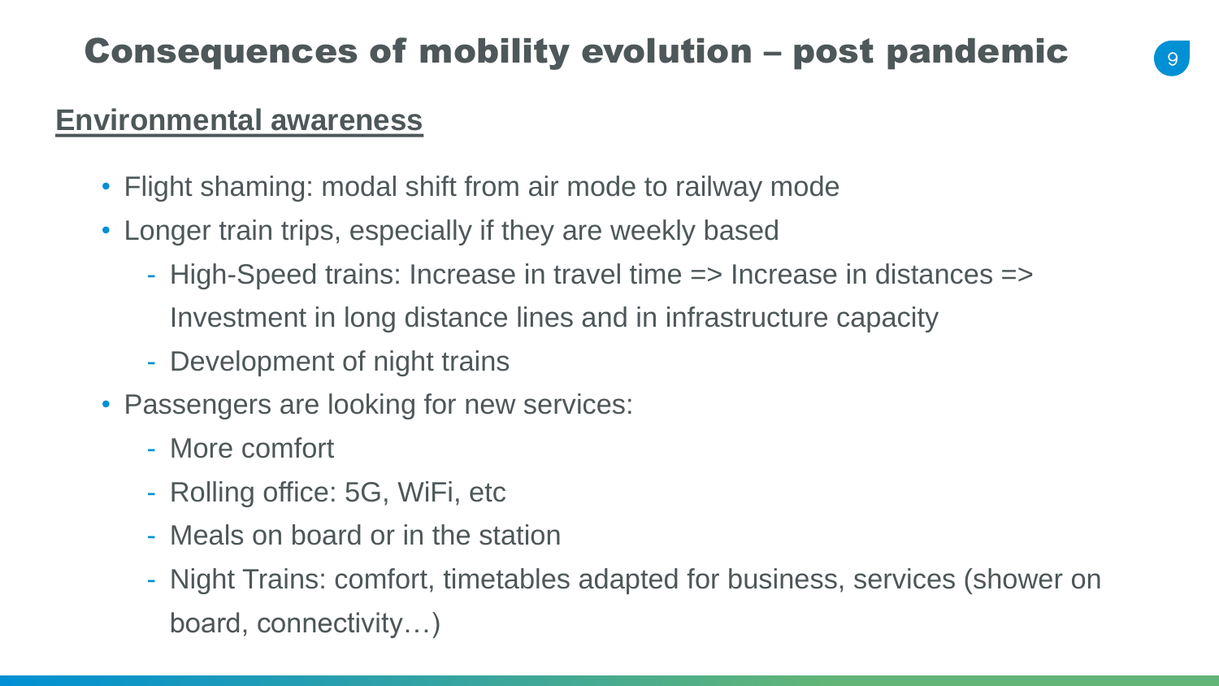# Consequences of mobility evolution – post pandemic

## Environmental awareness

- Flight shaming: modal shift from air mode to railway mode
- Longer train trips, especially if they are weekly based
  - High-Speed trains: Increase in travel time => Increase in distances => Investment in long distance lines and in infrastructure capacity
  - Development of night trains
- Passengers are looking for new services:
  - More comfort
  - Rolling office: 5G, WiFi, etc
  - Meals on board or in the station
  - Night Trains: comfort, timetables adapted for business, services (shower on board, connectivity…)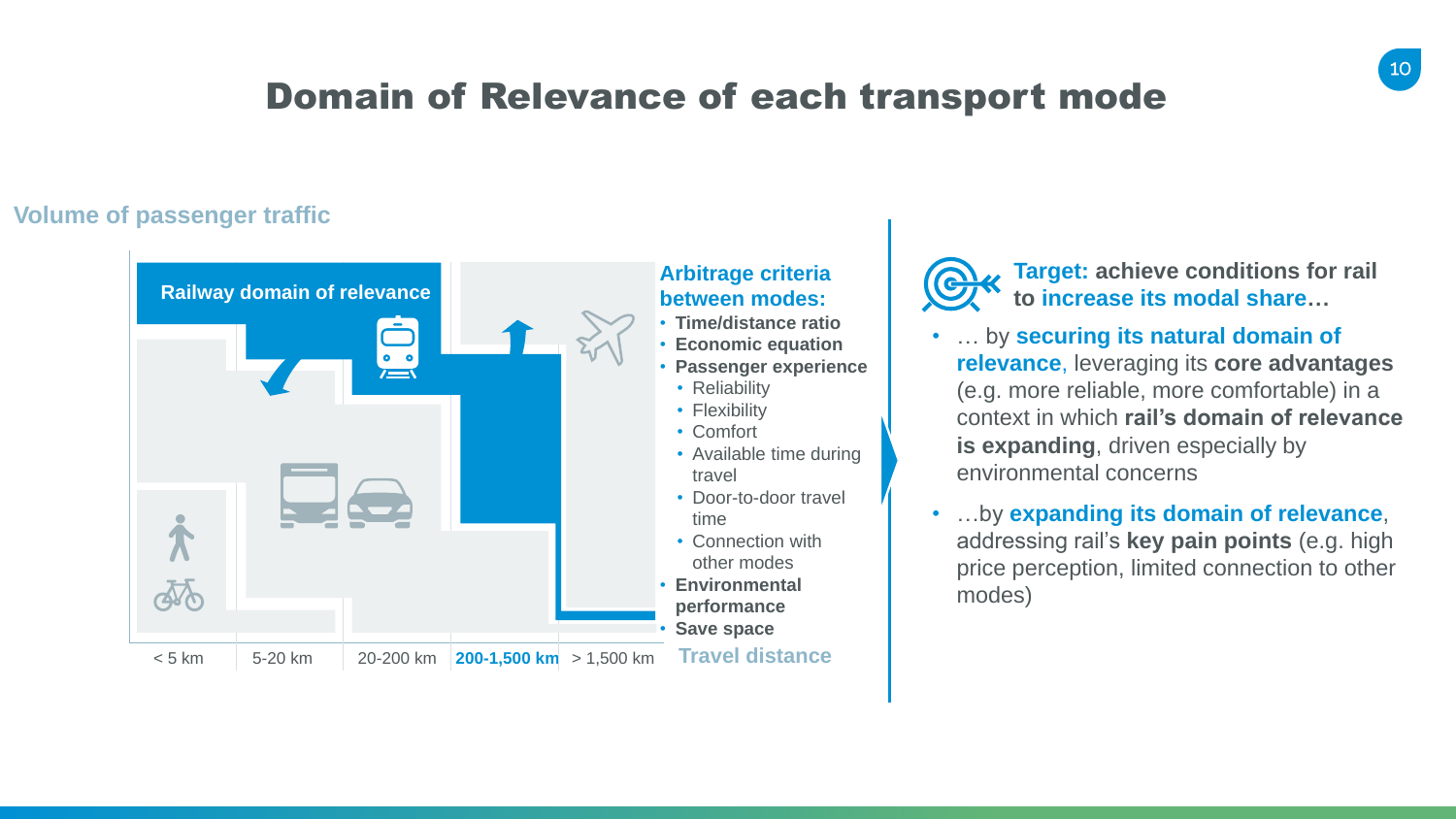# Domain of Relevance of each transport mode

**Volume of passenger traffic**

Railway domain of relevance

< 5 km | 5-20 km | 20-200 km | **200-1,500 km** | > 1,500 km

**Travel distance**

**Arbitrage criteria between modes:**

- **Time/distance ratio**
- **Economic equation**
- **Passenger experience**
  - Reliability
  - Flexibility
  - Comfort
  - Available time during travel
  - Door-to-door travel time
  - Connection with other modes
- **Environmental performance**
- **Save space**

**Target: achieve conditions for rail to increase its modal share…**

- … by **securing its natural domain of relevance**, leveraging its **core advantages** (e.g. more reliable, more comfortable) in a context in which **rail's domain of relevance is expanding**, driven especially by environmental concerns
- …by **expanding its domain of relevance**, addressing rail's **key pain points** (e.g. high price perception, limited connection to other modes)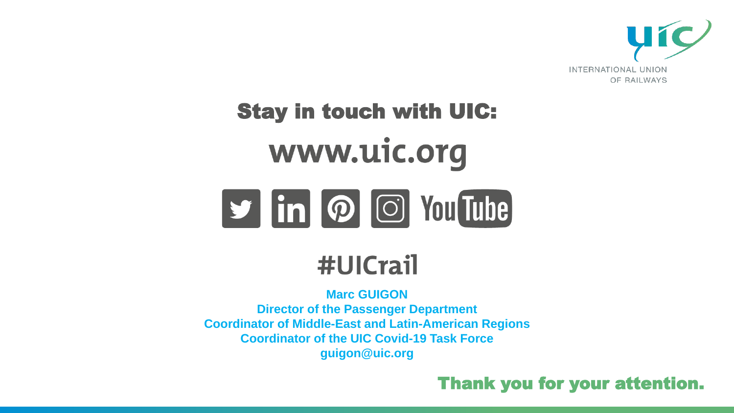INTERNATIONAL UNION OF RAILWAYS

## Stay in touch with UIC:

## www.uic.org

You Tube

## #UICrail

**Marc GUIGON**
**Director of the Passenger Department**
**Coordinator of Middle-East and Latin-American Regions**
**Coordinator of the UIC Covid-19 Task Force**
**guigon@uic.org**

**Thank you for your attention.**